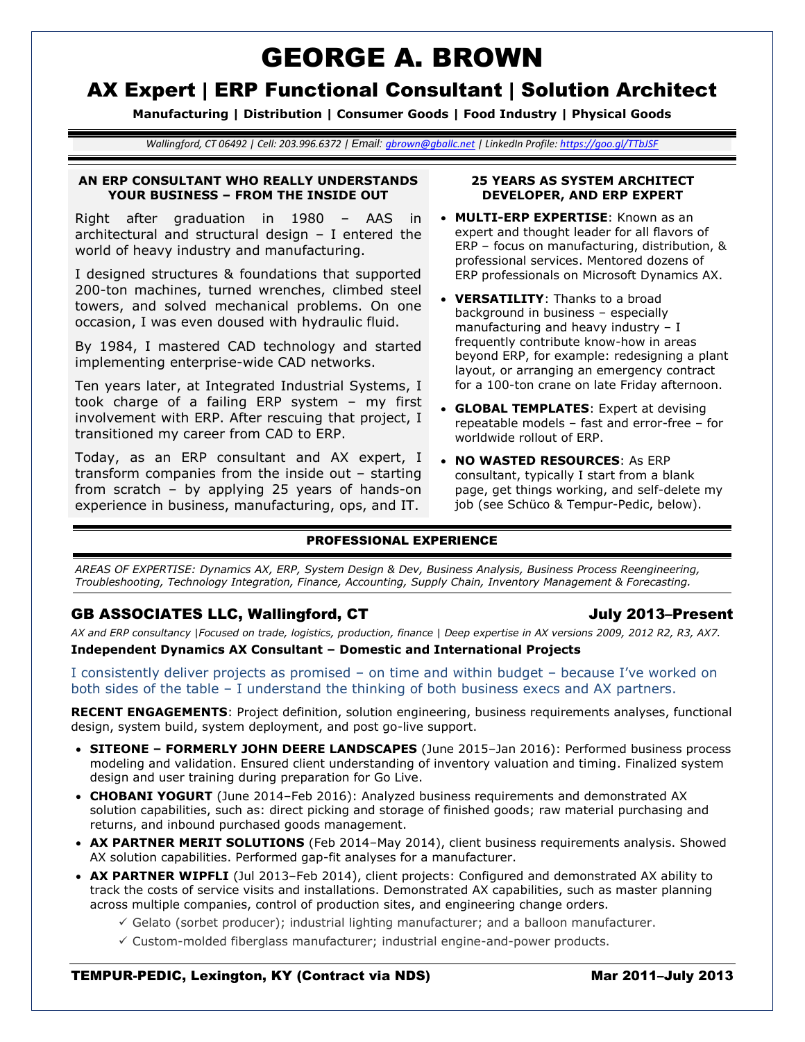# GEORGE A. BROWN

## AX Expert | ERP Functional Consultant | Solution Architect

**Manufacturing | Distribution | Consumer Goods | Food Industry | Physical Goods**

*Wallingford, CT 06492 | Cell: 203.996.6372 | Email: gbrown@gballc.net | LinkedIn Profile: https://goo.gl/TTbJSF*

### AN ERP CONSULTANT WHO REALLY UNDERSTANDS YOUR BUSINESS – FROM THE INSIDE OUT

Right after graduation in 1980 – AAS in architectural and structural design – I entered the world of heavy industry and manufacturing.

I designed structures & foundations that supported 200-ton machines, turned wrenches, climbed steel towers, and solved mechanical problems. On one occasion, I was even doused with hydraulic fluid.

By 1984, I mastered CAD technology and started implementing enterprise-wide CAD networks.

Ten years later, at Integrated Industrial Systems, I took charge of a failing ERP system – my first involvement with ERP. After rescuing that project, I transitioned my career from CAD to ERP.

Today, as an ERP consultant and AX expert, I transform companies from the inside out – starting from scratch – by applying 25 years of hands-on experience in business, manufacturing, ops, and IT.

### 25 YEARS AS SYSTEM ARCHITECT DEVELOPER, AND ERP EXPERT

- **MULTI-ERP EXPERTISE**: Known as an expert and thought leader for all flavors of ERP – focus on manufacturing, distribution, & professional services. Mentored dozens of ERP professionals on Microsoft Dynamics AX.
- **VERSATILITY**: Thanks to a broad background in business – especially manufacturing and heavy industry – I frequently contribute know-how in areas beyond ERP, for example: redesigning a plant layout, or arranging an emergency contract for a 100-ton crane on late Friday afternoon.
- **GLOBAL TEMPLATES**: Expert at devising repeatable models – fast and error-free – for worldwide rollout of ERP.
- **NO WASTED RESOURCES**: As ERP consultant, typically I start from a blank page, get things working, and self-delete my job (see Schüco & Tempur-Pedic, below).

## PROFESSIONAL EXPERIENCE

*AREAS OF EXPERTISE: Dynamics AX, ERP, System Design & Dev, Business Analysis, Business Process Reengineering, Troubleshooting, Technology Integration, Finance, Accounting, Supply Chain, Inventory Management & Forecasting.*

### GB ASSOCIATES LLC, Wallingford, CT — July 2013–Present

*AX and ERP consultancy |Focused on trade, logistics, production, finance | Deep expertise in AX versions 2009, 2012 R2, R3, AX7.*

**Independent Dynamics AX Consultant – Domestic and International Projects**

I consistently deliver projects as promised – on time and within budget – because I've worked on both sides of the table – I understand the thinking of both business execs and AX partners.

**RECENT ENGAGEMENTS**: Project definition, solution engineering, business requirements analyses, functional design, system build, system deployment, and post go-live support.

- **SITEONE – FORMERLY JOHN DEERE LANDSCAPES** (June 2015–Jan 2016): Performed business process modeling and validation. Ensured client understanding of inventory valuation and timing. Finalized system design and user training during preparation for Go Live.
- **CHOBANI YOGURT** (June 2014–Feb 2016): Analyzed business requirements and demonstrated AX solution capabilities, such as: direct picking and storage of finished goods; raw material purchasing and returns, and inbound purchased goods management.
- **AX PARTNER MERIT SOLUTIONS** (Feb 2014–May 2014), client business requirements analysis. Showed AX solution capabilities. Performed gap-fit analyses for a manufacturer.
- **AX PARTNER WIPFLI** (Jul 2013–Feb 2014), client projects: Configured and demonstrated AX ability to track the costs of service visits and installations. Demonstrated AX capabilities, such as master planning across multiple companies, control of production sites, and engineering change orders.
  - ✓ Gelato (sorbet producer); industrial lighting manufacturer; and a balloon manufacturer.
  - ✓ Custom-molded fiberglass manufacturer; industrial engine-and-power products.

### TEMPUR-PEDIC, Lexington, KY (Contract via NDS) — Mar 2011–July 2013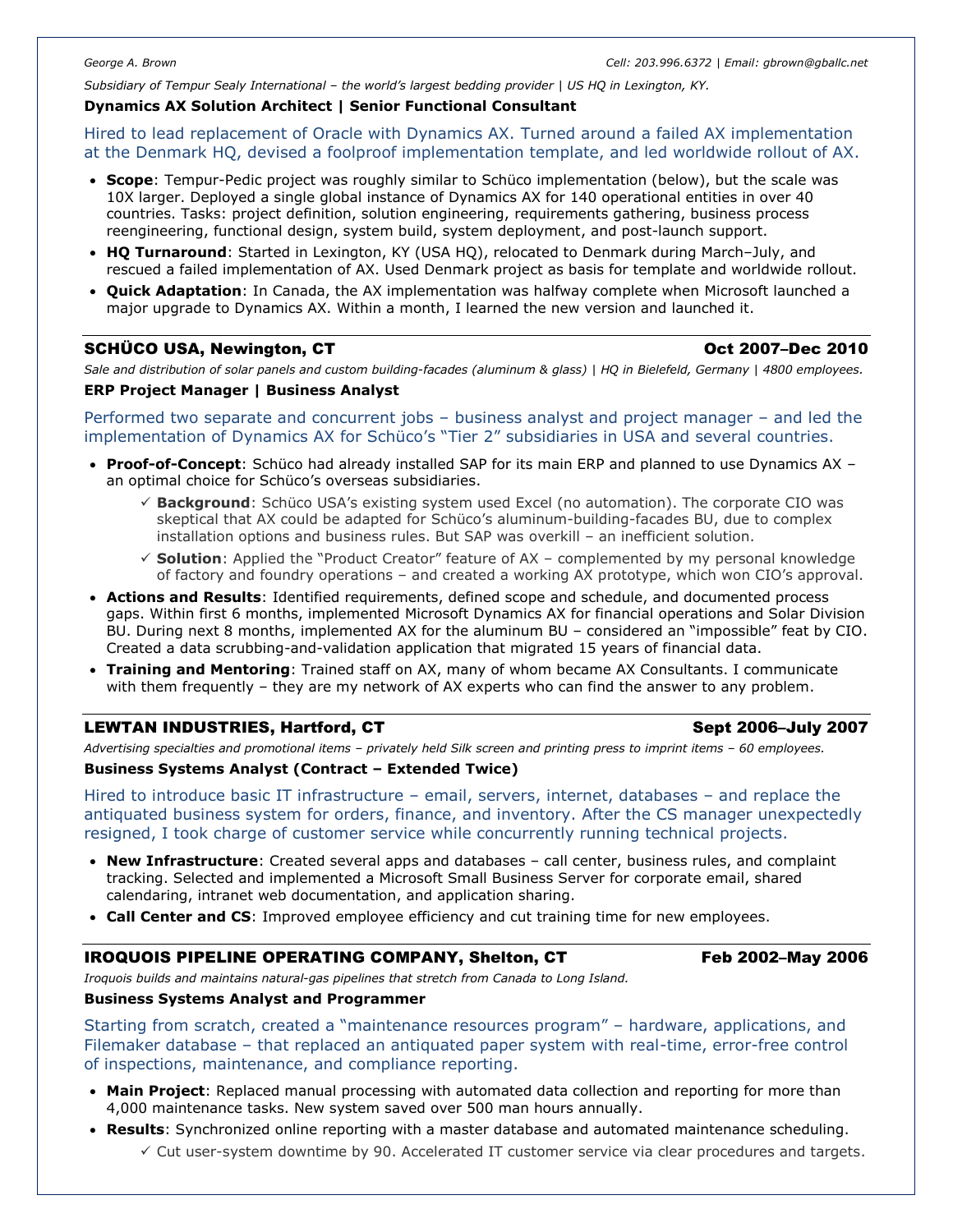*Subsidiary of Tempur Sealy International – the world's largest bedding provider | US HQ in Lexington, KY.*

**Dynamics AX Solution Architect | Senior Functional Consultant**

Hired to lead replacement of Oracle with Dynamics AX. Turned around a failed AX implementation at the Denmark HQ, devised a foolproof implementation template, and led worldwide rollout of AX.

- **Scope**: Tempur-Pedic project was roughly similar to Schüco implementation (below), but the scale was 10X larger. Deployed a single global instance of Dynamics AX for 140 operational entities in over 40 countries. Tasks: project definition, solution engineering, requirements gathering, business process reengineering, functional design, system build, system deployment, and post-launch support.
- **HQ Turnaround**: Started in Lexington, KY (USA HQ), relocated to Denmark during March–July, and rescued a failed implementation of AX. Used Denmark project as basis for template and worldwide rollout.
- **Quick Adaptation**: In Canada, the AX implementation was halfway complete when Microsoft launched a major upgrade to Dynamics AX. Within a month, I learned the new version and launched it.

## SCHÜCO USA, Newington, CT — Oct 2007–Dec 2010

*Sale and distribution of solar panels and custom building-facades (aluminum & glass) | HQ in Bielefeld, Germany | 4800 employees.*

**ERP Project Manager | Business Analyst**

Performed two separate and concurrent jobs – business analyst and project manager – and led the implementation of Dynamics AX for Schüco's "Tier 2" subsidiaries in USA and several countries.

- **Proof-of-Concept**: Schüco had already installed SAP for its main ERP and planned to use Dynamics AX – an optimal choice for Schüco's overseas subsidiaries.
  - ✓ **Background**: Schüco USA's existing system used Excel (no automation). The corporate CIO was skeptical that AX could be adapted for Schüco's aluminum-building-facades BU, due to complex installation options and business rules. But SAP was overkill – an inefficient solution.
  - ✓ **Solution**: Applied the "Product Creator" feature of AX – complemented by my personal knowledge of factory and foundry operations – and created a working AX prototype, which won CIO's approval.
- **Actions and Results**: Identified requirements, defined scope and schedule, and documented process gaps. Within first 6 months, implemented Microsoft Dynamics AX for financial operations and Solar Division BU. During next 8 months, implemented AX for the aluminum BU – considered an "impossible" feat by CIO. Created a data scrubbing-and-validation application that migrated 15 years of financial data.
- **Training and Mentoring**: Trained staff on AX, many of whom became AX Consultants. I communicate with them frequently – they are my network of AX experts who can find the answer to any problem.

## LEWTAN INDUSTRIES, Hartford, CT — Sept 2006–July 2007

*Advertising specialties and promotional items – privately held Silk screen and printing press to imprint items – 60 employees.*

**Business Systems Analyst (Contract – Extended Twice)**

Hired to introduce basic IT infrastructure – email, servers, internet, databases – and replace the antiquated business system for orders, finance, and inventory. After the CS manager unexpectedly resigned, I took charge of customer service while concurrently running technical projects.

- **New Infrastructure**: Created several apps and databases – call center, business rules, and complaint tracking. Selected and implemented a Microsoft Small Business Server for corporate email, shared calendaring, intranet web documentation, and application sharing.
- **Call Center and CS**: Improved employee efficiency and cut training time for new employees.

## IROQUOIS PIPELINE OPERATING COMPANY, Shelton, CT — Feb 2002–May 2006

*Iroquois builds and maintains natural-gas pipelines that stretch from Canada to Long Island.*

**Business Systems Analyst and Programmer**

Starting from scratch, created a "maintenance resources program" – hardware, applications, and Filemaker database – that replaced an antiquated paper system with real-time, error-free control of inspections, maintenance, and compliance reporting.

- **Main Project**: Replaced manual processing with automated data collection and reporting for more than 4,000 maintenance tasks. New system saved over 500 man hours annually.
- **Results**: Synchronized online reporting with a master database and automated maintenance scheduling.
  - ✓ Cut user-system downtime by 90. Accelerated IT customer service via clear procedures and targets.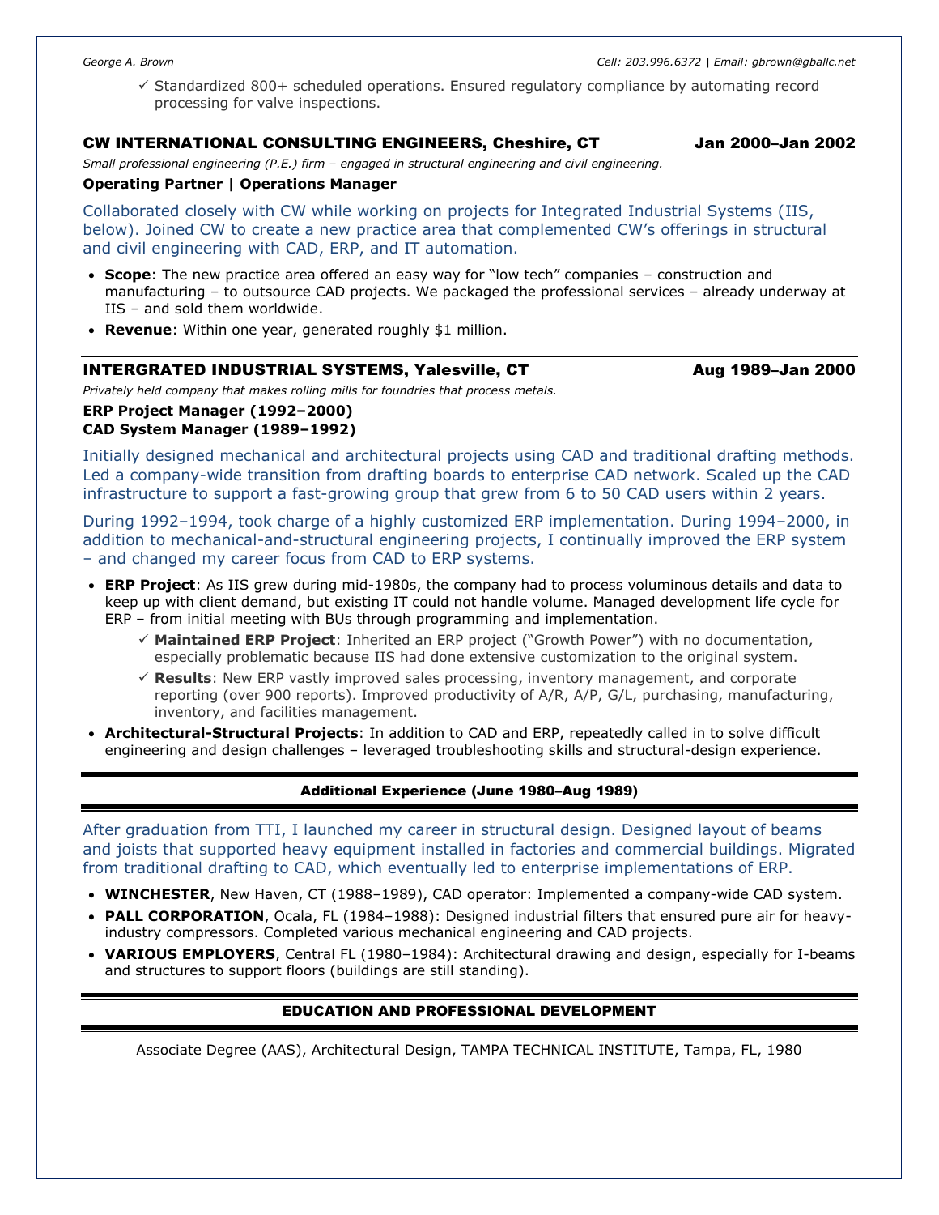- ✓ Standardized 800+ scheduled operations. Ensured regulatory compliance by automating record processing for valve inspections.

## CW INTERNATIONAL CONSULTING ENGINEERS, Cheshire, CT — Jan 2000–Jan 2002

*Small professional engineering (P.E.) firm – engaged in structural engineering and civil engineering.*

**Operating Partner | Operations Manager**

Collaborated closely with CW while working on projects for Integrated Industrial Systems (IIS, below). Joined CW to create a new practice area that complemented CW's offerings in structural and civil engineering with CAD, ERP, and IT automation.

- **Scope**: The new practice area offered an easy way for "low tech" companies – construction and manufacturing – to outsource CAD projects. We packaged the professional services – already underway at IIS – and sold them worldwide.
- **Revenue**: Within one year, generated roughly $1 million.

## INTERGRATED INDUSTRIAL SYSTEMS, Yalesville, CT — Aug 1989–Jan 2000

*Privately held company that makes rolling mills for foundries that process metals.*

**ERP Project Manager (1992–2000)**
**CAD System Manager (1989–1992)**

Initially designed mechanical and architectural projects using CAD and traditional drafting methods. Led a company-wide transition from drafting boards to enterprise CAD network. Scaled up the CAD infrastructure to support a fast-growing group that grew from 6 to 50 CAD users within 2 years.

During 1992–1994, took charge of a highly customized ERP implementation. During 1994–2000, in addition to mechanical-and-structural engineering projects, I continually improved the ERP system – and changed my career focus from CAD to ERP systems.

- **ERP Project**: As IIS grew during mid-1980s, the company had to process voluminous details and data to keep up with client demand, but existing IT could not handle volume. Managed development life cycle for ERP – from initial meeting with BUs through programming and implementation.
  - ✓ **Maintained ERP Project**: Inherited an ERP project ("Growth Power") with no documentation, especially problematic because IIS had done extensive customization to the original system.
  - ✓ **Results**: New ERP vastly improved sales processing, inventory management, and corporate reporting (over 900 reports). Improved productivity of A/R, A/P, G/L, purchasing, manufacturing, inventory, and facilities management.
- **Architectural-Structural Projects**: In addition to CAD and ERP, repeatedly called in to solve difficult engineering and design challenges – leveraged troubleshooting skills and structural-design experience.

## Additional Experience (June 1980–Aug 1989)

After graduation from TTI, I launched my career in structural design. Designed layout of beams and joists that supported heavy equipment installed in factories and commercial buildings. Migrated from traditional drafting to CAD, which eventually led to enterprise implementations of ERP.

- **WINCHESTER**, New Haven, CT (1988–1989), CAD operator: Implemented a company-wide CAD system.
- **PALL CORPORATION**, Ocala, FL (1984–1988): Designed industrial filters that ensured pure air for heavy-industry compressors. Completed various mechanical engineering and CAD projects.
- **VARIOUS EMPLOYERS**, Central FL (1980–1984): Architectural drawing and design, especially for I-beams and structures to support floors (buildings are still standing).

## EDUCATION AND PROFESSIONAL DEVELOPMENT

Associate Degree (AAS), Architectural Design, TAMPA TECHNICAL INSTITUTE, Tampa, FL, 1980